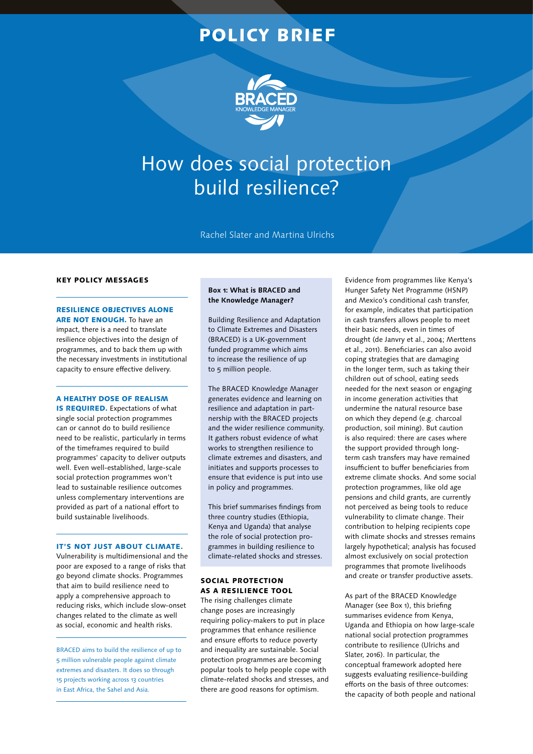POLICY BRIEF

BRACED KNOWLEDGE MANAGER

# How does social protection build resilience?

Rachel Slater and Martina Ulrichs

## Key policy messages

**RESILIENCE OBJECTIVES ALONE ARE NOT ENOUGH.** To have an impact, there is a need to translate resilience objectives into the design of programmes, and to back them up with the necessary investments in institutional capacity to ensure effective delivery.

**A HEALTHY DOSE OF REALISM IS REQUIRED.** Expectations of what single social protection programmes can or cannot do to build resilience need to be realistic, particularly in terms of the timeframes required to build programmes' capacity to deliver outputs well. Even well-established, large-scale social protection programmes won't lead to sustainable resilience outcomes unless complementary interventions are provided as part of a national effort to build sustainable livelihoods.

**IT'S NOT JUST ABOUT CLIMATE.** Vulnerability is multidimensional and the poor are exposed to a range of risks that go beyond climate shocks. Programmes that aim to build resilience need to apply a comprehensive approach to reducing risks, which include slow-onset changes related to the climate as well as social, economic and health risks.

BRACED aims to build the resilience of up to 5 million vulnerable people against climate extremes and disasters. It does so through 15 projects working across 13 countries in East Africa, the Sahel and Asia.

**Box 1: What is BRACED and the Knowledge Manager?**

Building Resilience and Adaptation to Climate Extremes and Disasters (BRACED) is a UK-government funded programme which aims to increase the resilience of up to 5 million people.

The BRACED Knowledge Manager generates evidence and learning on resilience and adaptation in partnership with the BRACED projects and the wider resilience community. It gathers robust evidence of what works to strengthen resilience to climate extremes and disasters, and initiates and supports processes to ensure that evidence is put into use in policy and programmes.

This brief summarises findings from three country studies (Ethiopia, Kenya and Uganda) that analyse the role of social protection programmes in building resilience to climate-related shocks and stresses.

## Social protection as a resilience tool

The rising challenges climate change poses are increasingly requiring policy-makers to put in place programmes that enhance resilience and ensure efforts to reduce poverty and inequality are sustainable. Social protection programmes are becoming popular tools to help people cope with climate-related shocks and stresses, and there are good reasons for optimism.

Evidence from programmes like Kenya's Hunger Safety Net Programme (HSNP) and Mexico's conditional cash transfer, for example, indicates that participation in cash transfers allows people to meet their basic needs, even in times of drought (de Janvry et al., 2004; Merttens et al., 2011). Beneficiaries can also avoid coping strategies that are damaging in the longer term, such as taking their children out of school, eating seeds needed for the next season or engaging in income generation activities that undermine the natural resource base on which they depend (e.g. charcoal production, soil mining). But caution is also required: there are cases where the support provided through long-term cash transfers may have remained insufficient to buffer beneficiaries from extreme climate shocks. And some social protection programmes, like old age pensions and child grants, are currently not perceived as being tools to reduce vulnerability to climate change. Their contribution to helping recipients cope with climate shocks and stresses remains largely hypothetical; analysis has focused almost exclusively on social protection programmes that promote livelihoods and create or transfer productive assets.

As part of the BRACED Knowledge Manager (see Box 1), this briefing summarises evidence from Kenya, Uganda and Ethiopia on how large-scale national social protection programmes contribute to resilience (Ulrichs and Slater, 2016). In particular, the conceptual framework adopted here suggests evaluating resilience-building efforts on the basis of three outcomes: the capacity of both people and national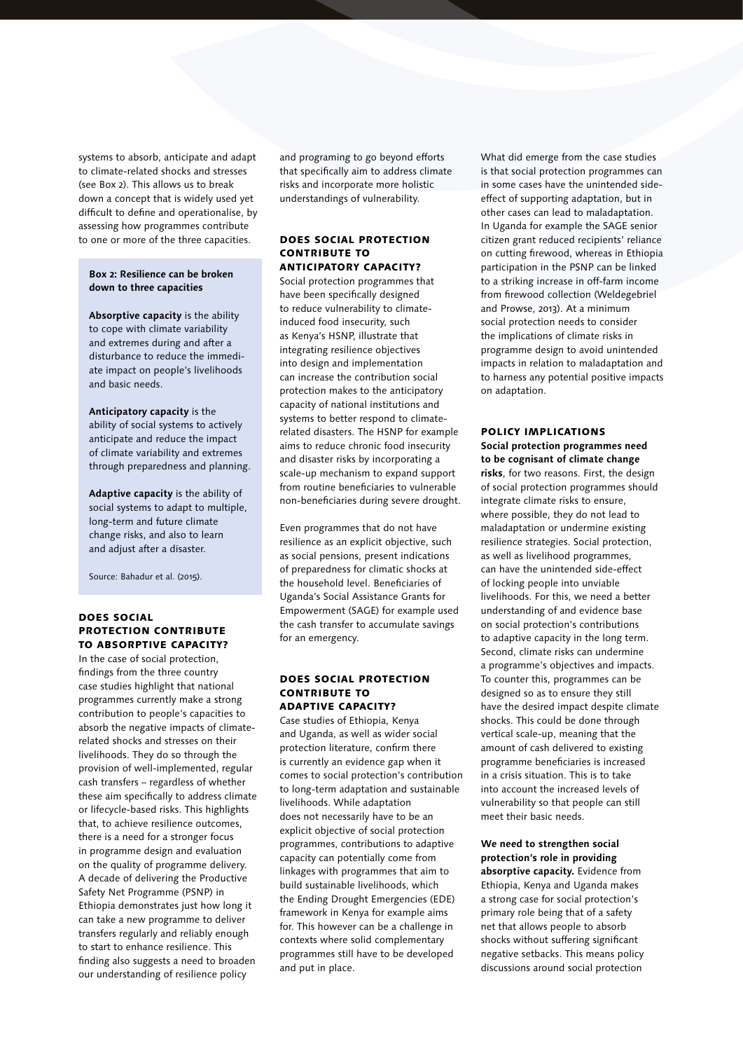systems to absorb, anticipate and adapt to climate-related shocks and stresses (see Box 2). This allows us to break down a concept that is widely used yet difficult to define and operationalise, by assessing how programmes contribute to one or more of the three capacities.

> **Box 2: Resilience can be broken down to three capacities**
>
> **Absorptive capacity** is the ability to cope with climate variability and extremes during and after a disturbance to reduce the immediate impact on people's livelihoods and basic needs.
>
> **Anticipatory capacity** is the ability of social systems to actively anticipate and reduce the impact of climate variability and extremes through preparedness and planning.
>
> **Adaptive capacity** is the ability of social systems to adapt to multiple, long-term and future climate change risks, and also to learn and adjust after a disaster.
>
> Source: Bahadur et al. (2015).

## Does social protection contribute to absorptive capacity?

In the case of social protection, findings from the three country case studies highlight that national programmes currently make a strong contribution to people's capacities to absorb the negative impacts of climate-related shocks and stresses on their livelihoods. They do so through the provision of well-implemented, regular cash transfers – regardless of whether these aim specifically to address climate or lifecycle-based risks. This highlights that, to achieve resilience outcomes, there is a need for a stronger focus in programme design and evaluation on the quality of programme delivery. A decade of delivering the Productive Safety Net Programme (PSNP) in Ethiopia demonstrates just how long it can take a new programme to deliver transfers regularly and reliably enough to start to enhance resilience. This finding also suggests a need to broaden our understanding of resilience policy and programing to go beyond efforts that specifically aim to address climate risks and incorporate more holistic understandings of vulnerability.

## Does social protection contribute to anticipatory capacity?

Social protection programmes that have been specifically designed to reduce vulnerability to climate-induced food insecurity, such as Kenya's HSNP, illustrate that integrating resilience objectives into design and implementation can increase the contribution social protection makes to the anticipatory capacity of national institutions and systems to better respond to climate-related disasters. The HSNP for example aims to reduce chronic food insecurity and disaster risks by incorporating a scale-up mechanism to expand support from routine beneficiaries to vulnerable non-beneficiaries during severe drought.

Even programmes that do not have resilience as an explicit objective, such as social pensions, present indications of preparedness for climatic shocks at the household level. Beneficiaries of Uganda's Social Assistance Grants for Empowerment (SAGE) for example used the cash transfer to accumulate savings for an emergency.

## Does social protection contribute to adaptive capacity?

Case studies of Ethiopia, Kenya and Uganda, as well as wider social protection literature, confirm there is currently an evidence gap when it comes to social protection's contribution to long-term adaptation and sustainable livelihoods. While adaptation does not necessarily have to be an explicit objective of social protection programmes, contributions to adaptive capacity can potentially come from linkages with programmes that aim to build sustainable livelihoods, which the Ending Drought Emergencies (EDE) framework in Kenya for example aims for. This however can be a challenge in contexts where solid complementary programmes still have to be developed and put in place.

What did emerge from the case studies is that social protection programmes can in some cases have the unintended side-effect of supporting adaptation, but in other cases can lead to maladaptation. In Uganda for example the SAGE senior citizen grant reduced recipients' reliance on cutting firewood, whereas in Ethiopia participation in the PSNP can be linked to a striking increase in off-farm income from firewood collection (Weldegebriel and Prowse, 2013). At a minimum social protection needs to consider the implications of climate risks in programme design to avoid unintended impacts in relation to maladaptation and to harness any potential positive impacts on adaptation.

## Policy implications

**Social protection programmes need to be cognisant of climate change risks**, for two reasons. First, the design of social protection programmes should integrate climate risks to ensure, where possible, they do not lead to maladaptation or undermine existing resilience strategies. Social protection, as well as livelihood programmes, can have the unintended side-effect of locking people into unviable livelihoods. For this, we need a better understanding of and evidence base on social protection's contributions to adaptive capacity in the long term. Second, climate risks can undermine a programme's objectives and impacts. To counter this, programmes can be designed so as to ensure they still have the desired impact despite climate shocks. This could be done through vertical scale-up, meaning that the amount of cash delivered to existing programme beneficiaries is increased in a crisis situation. This is to take into account the increased levels of vulnerability so that people can still meet their basic needs.

**We need to strengthen social protection's role in providing absorptive capacity.** Evidence from Ethiopia, Kenya and Uganda makes a strong case for social protection's primary role being that of a safety net that allows people to absorb shocks without suffering significant negative setbacks. This means policy discussions around social protection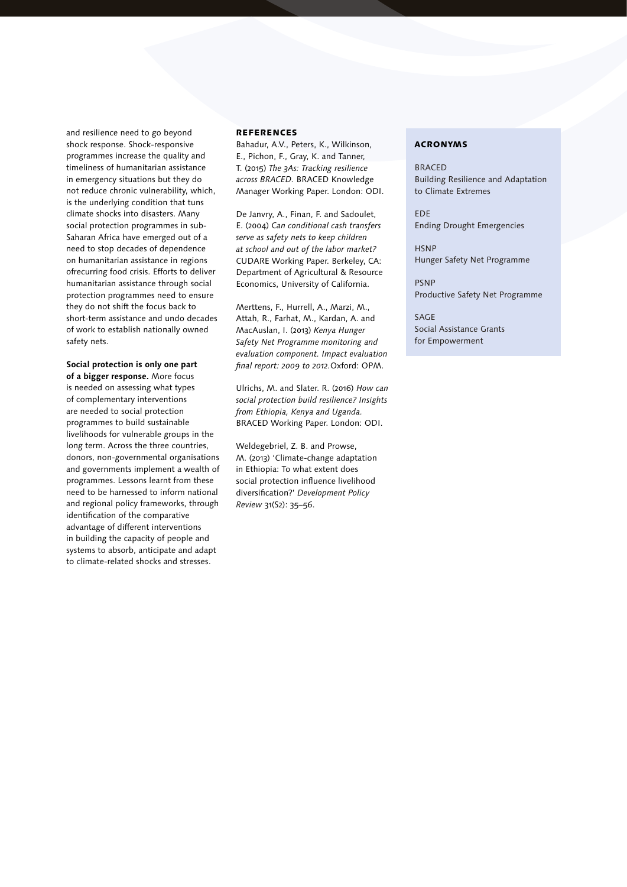and resilience need to go beyond shock response. Shock-responsive programmes increase the quality and timeliness of humanitarian assistance in emergency situations but they do not reduce chronic vulnerability, which, is the underlying condition that tuns climate shocks into disasters. Many social protection programmes in sub-Saharan Africa have emerged out of a need to stop decades of dependence on humanitarian assistance in regions ofrecurring food crisis. Efforts to deliver humanitarian assistance through social protection programmes need to ensure they do not shift the focus back to short-term assistance and undo decades of work to establish nationally owned safety nets.

**Social protection is only one part of a bigger response.** More focus is needed on assessing what types of complementary interventions are needed to social protection programmes to build sustainable livelihoods for vulnerable groups in the long term. Across the three countries, donors, non-governmental organisations and governments implement a wealth of programmes. Lessons learnt from these need to be harnessed to inform national and regional policy frameworks, through identification of the comparative advantage of different interventions in building the capacity of people and systems to absorb, anticipate and adapt to climate-related shocks and stresses.

## References

Bahadur, A.V., Peters, K., Wilkinson, E., Pichon, F., Gray, K. and Tanner, T. (2015) *The 3As: Tracking resilience across BRACED.* BRACED Knowledge Manager Working Paper. London: ODI.

De Janvry, A., Finan, F. and Sadoulet, E. (2004) *Can conditional cash transfers serve as safety nets to keep children at school and out of the labor market?* CUDARE Working Paper. Berkeley, CA: Department of Agricultural & Resource Economics, University of California.

Merttens, F., Hurrell, A., Marzi, M., Attah, R., Farhat, M., Kardan, A. and MacAuslan, I. (2013) *Kenya Hunger Safety Net Programme monitoring and evaluation component. Impact evaluation final report: 2009 to 2012.*Oxford: OPM.

Ulrichs, M. and Slater. R. (2016) *How can social protection build resilience? Insights from Ethiopia, Kenya and Uganda.* BRACED Working Paper. London: ODI.

Weldegebriel, Z. B. and Prowse, M. (2013) 'Climate-change adaptation in Ethiopia: To what extent does social protection influence livelihood diversification?' *Development Policy Review* 31(S2): 35–56.

## Acronyms

BRACED
Building Resilience and Adaptation to Climate Extremes

EDE
Ending Drought Emergencies

HSNP
Hunger Safety Net Programme

PSNP
Productive Safety Net Programme

SAGE
Social Assistance Grants for Empowerment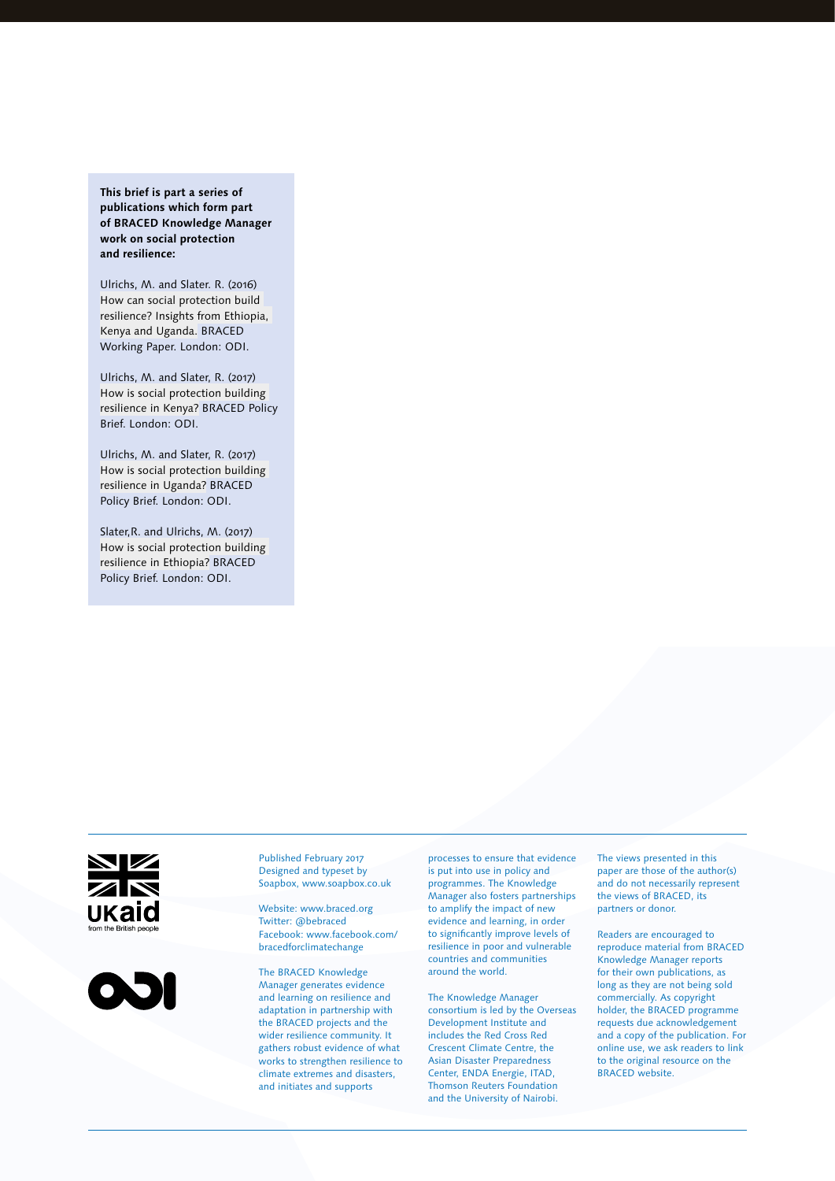**This brief is part a series of publications which form part of BRACED Knowledge Manager work on social protection and resilience:**

Ulrichs, M. and Slater. R. (2016) How can social protection build resilience? Insights from Ethiopia, Kenya and Uganda. BRACED Working Paper. London: ODI.

Ulrichs, M. and Slater, R. (2017) How is social protection building resilience in Kenya? BRACED Policy Brief. London: ODI.

Ulrichs, M. and Slater, R. (2017) How is social protection building resilience in Uganda? BRACED Policy Brief. London: ODI.

Slater,R. and Ulrichs, M. (2017) How is social protection building resilience in Ethiopia? BRACED Policy Brief. London: ODI.

UKaid from the British people

ODI

Published February 2017
Designed and typeset by Soapbox, www.soapbox.co.uk

Website: www.braced.org
Twitter: @bebraced
Facebook: www.facebook.com/bracedforclimatechange

The BRACED Knowledge Manager generates evidence and learning on resilience and adaptation in partnership with the BRACED projects and the wider resilience community. It gathers robust evidence of what works to strengthen resilience to climate extremes and disasters, and initiates and supports processes to ensure that evidence is put into use in policy and programmes. The Knowledge Manager also fosters partnerships to amplify the impact of new evidence and learning, in order to significantly improve levels of resilience in poor and vulnerable countries and communities around the world.

The Knowledge Manager consortium is led by the Overseas Development Institute and includes the Red Cross Red Crescent Climate Centre, the Asian Disaster Preparedness Center, ENDA Energie, ITAD, Thomson Reuters Foundation and the University of Nairobi.

The views presented in this paper are those of the author(s) and do not necessarily represent the views of BRACED, its partners or donor.

Readers are encouraged to reproduce material from BRACED Knowledge Manager reports for their own publications, as long as they are not being sold commercially. As copyright holder, the BRACED programme requests due acknowledgement and a copy of the publication. For online use, we ask readers to link to the original resource on the BRACED website.